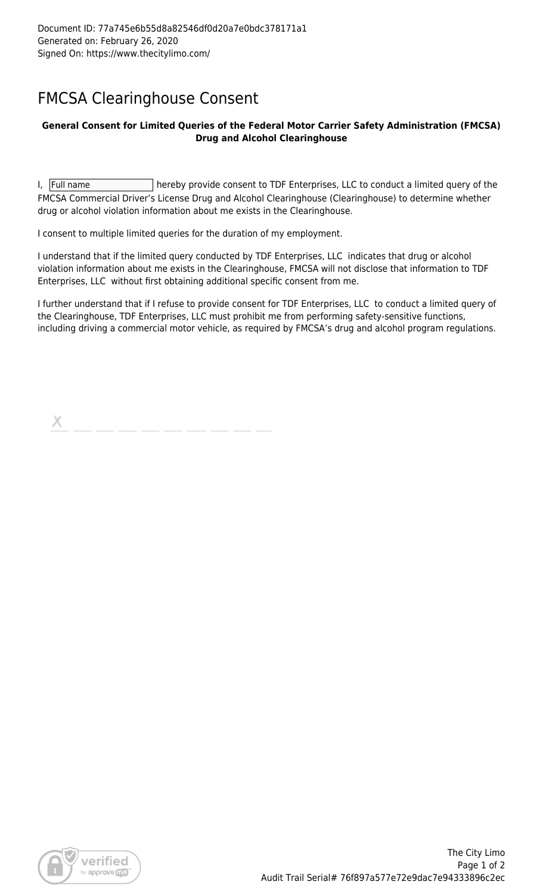Document ID: 77a745e6b55d8a82546df0d20a7e0bdc378171a1
Generated on: February 26, 2020
Signed On: https://www.thecitylimo.com/

# FMCSA Clearinghouse Consent

**General Consent for Limited Queries of the Federal Motor Carrier Safety Administration (FMCSA) Drug and Alcohol Clearinghouse**

I, [Full name] hereby provide consent to TDF Enterprises, LLC to conduct a limited query of the FMCSA Commercial Driver's License Drug and Alcohol Clearinghouse (Clearinghouse) to determine whether drug or alcohol violation information about me exists in the Clearinghouse.

I consent to multiple limited queries for the duration of my employment.

I understand that if the limited query conducted by TDF Enterprises, LLC indicates that drug or alcohol violation information about me exists in the Clearinghouse, FMCSA will not disclose that information to TDF Enterprises, LLC without first obtaining additional specific consent from me.

I further understand that if I refuse to provide consent for TDF Enterprises, LLC to conduct a limited query of the Clearinghouse, TDF Enterprises, LLC must prohibit me from performing safety-sensitive functions, including driving a commercial motor vehicle, as required by FMCSA's drug and alcohol program regulations.

X \_\_\_\_\_\_\_\_\_\_\_\_\_\_\_\_\_\_\_\_\_\_\_\_\_\_\_\_

The City Limo

Audit Trail Serial# 76f897a577e72e9dac7e94333896c2ec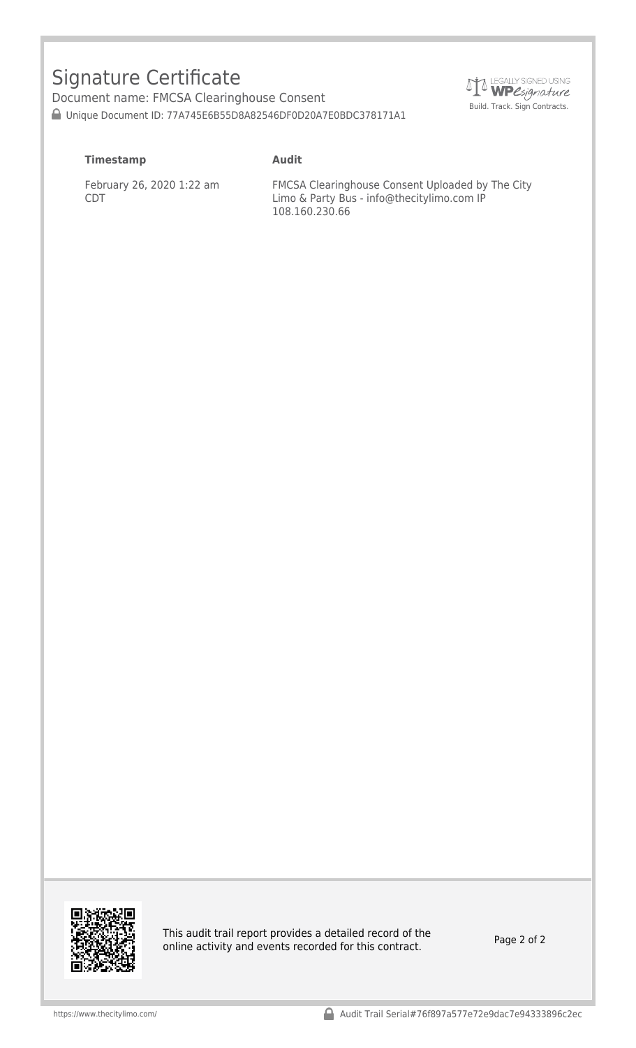# Signature Certificate

Document name: FMCSA Clearinghouse Consent

Unique Document ID: 77A745E6B55D8A82546DF0D20A7E0BDC378171A1

LEGALLY SIGNED USING **WP**eSignature
Build. Track. Sign Contracts.

| Timestamp | Audit |
|---|---|
| February 26, 2020 1:22 am CDT | FMCSA Clearinghouse Consent Uploaded by The City Limo & Party Bus - info@thecitylimo.com IP 108.160.230.66 |

This audit trail report provides a detailed record of the online activity and events recorded for this contract.

https://www.thecitylimo.com/

Audit Trail Serial#76f897a577e72e9dac7e94333896c2ec